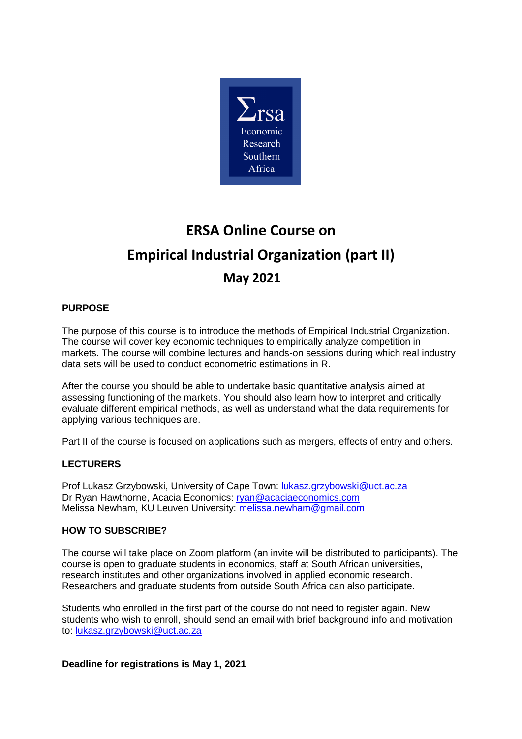# ERSA Online Course on

# Empirical Industrial Organization (part II)

## May 2021

**PURPOSE**

The purpose of this course is to introduce the methods of Empirical Industrial Organization. The course will cover key economic techniques to empirically analyze competition in markets. The course will combine lectures and hands-on sessions during which real industry data sets will be used to conduct econometric estimations in R.

After the course you should be able to undertake basic quantitative analysis aimed at assessing functioning of the markets. You should also learn how to interpret and critically evaluate different empirical methods, as well as understand what the data requirements for applying various techniques are.

Part II of the course is focused on applications such as mergers, effects of entry and others.

**LECTURERS**

Prof Lukasz Grzybowski, University of Cape Town: lukasz.grzybowski@uct.ac.za
Dr Ryan Hawthorne, Acacia Economics: ryan@acaciaeconomics.com
Melissa Newham, KU Leuven University: melissa.newham@gmail.com

**HOW TO SUBSCRIBE?**

The course will take place on Zoom platform (an invite will be distributed to participants). The course is open to graduate students in economics, staff at South African universities, research institutes and other organizations involved in applied economic research. Researchers and graduate students from outside South Africa can also participate.

Students who enrolled in the first part of the course do not need to register again. New students who wish to enroll, should send an email with brief background info and motivation to: lukasz.grzybowski@uct.ac.za

**Deadline for registrations is May 1, 2021**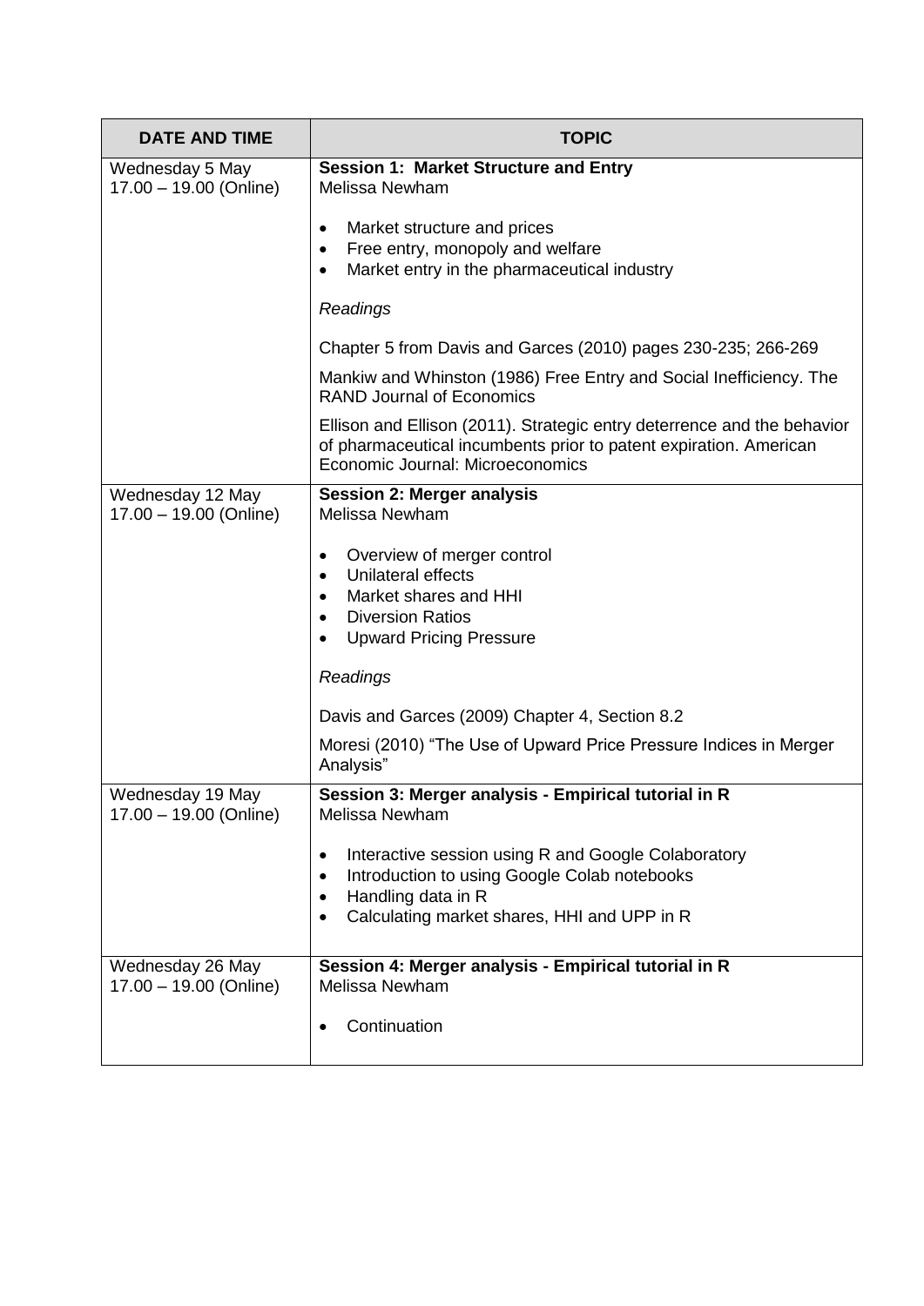| DATE AND TIME | TOPIC |
| --- | --- |
| Wednesday 5 May<br>17.00 – 19.00 (Online) | **Session 1: Market Structure and Entry**<br>Melissa Newham<br><br>• Market structure and prices<br>• Free entry, monopoly and welfare<br>• Market entry in the pharmaceutical industry<br><br>*Readings*<br><br>Chapter 5 from Davis and Garces (2010) pages 230-235; 266-269<br><br>Mankiw and Whinston (1986) Free Entry and Social Inefficiency. The RAND Journal of Economics<br><br>Ellison and Ellison (2011). Strategic entry deterrence and the behavior of pharmaceutical incumbents prior to patent expiration. American Economic Journal: Microeconomics |
| Wednesday 12 May<br>17.00 – 19.00 (Online) | **Session 2: Merger analysis**<br>Melissa Newham<br><br>• Overview of merger control<br>• Unilateral effects<br>• Market shares and HHI<br>• Diversion Ratios<br>• Upward Pricing Pressure<br><br>*Readings*<br><br>Davis and Garces (2009) Chapter 4, Section 8.2<br><br>Moresi (2010) "The Use of Upward Price Pressure Indices in Merger Analysis" |
| Wednesday 19 May<br>17.00 – 19.00 (Online) | **Session 3: Merger analysis - Empirical tutorial in R**<br>Melissa Newham<br><br>• Interactive session using R and Google Colaboratory<br>• Introduction to using Google Colab notebooks<br>• Handling data in R<br>• Calculating market shares, HHI and UPP in R |
| Wednesday 26 May<br>17.00 – 19.00 (Online) | **Session 4: Merger analysis - Empirical tutorial in R**<br>Melissa Newham<br><br>• Continuation |